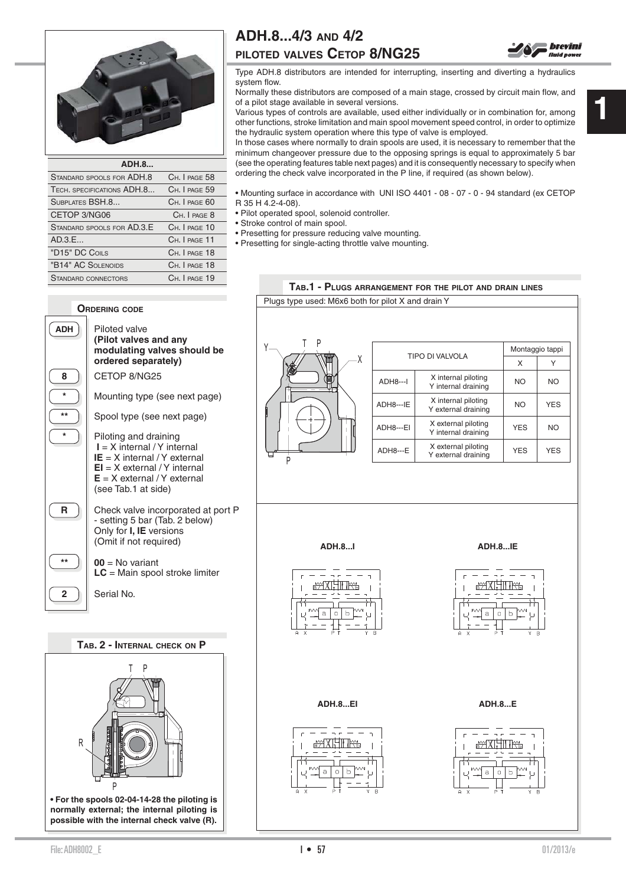# ADH.8...4/3 and 4/2 piloted valves Cetop 8/NG25

Type ADH.8 distributors are intended for interrupting, inserting and diverting a hydraulics system flow.

Normally these distributors are composed of a main stage, crossed by circuit main flow, and of a pilot stage available in several versions.

Various types of controls are available, used either individually or in combination for, among other functions, stroke limitation and main spool movement speed control, in order to optimize the hydraulic system operation where this type of valve is employed.

In those cases where normally to drain spools are used, it is necessary to remember that the minimum changeover pressure due to the opposing springs is equal to approximately 5 bar (see the operating features table next pages) and it is consequently necessary to specify when ordering the check valve incorporated in the P line, if required (as shown below).

- Mounting surface in accordance with UNI ISO 4401 - 08 - 07 - 0 - 94 standard (ex CETOP R 35 H 4.2-4-08).
- Pilot operated spool, solenoid controller.
- Stroke control of main spool.
- Presetting for pressure reducing valve mounting.
- Presetting for single-acting throttle valve mounting.

| ADH.8... | |
|---|---|
| Standard spools for ADH.8 | Ch. I page 58 |
| Tech. specifications ADH.8... | Ch. I page 59 |
| Subplates BSH.8... | Ch. I page 60 |
| CETOP 3/NG06 | Ch. I page 8 |
| Standard spools for AD.3.E | Ch. I page 10 |
| AD.3.E... | Ch. I page 11 |
| "D15" DC Coils | Ch. I page 18 |
| "B14" AC Solenoids | Ch. I page 18 |
| Standard connectors | Ch. I page 19 |

## Ordering code

| Code | Description |
|---|---|
| ADH | Piloted valve **(Pilot valves and any modulating valves should be ordered separately)** |
| 8 | CETOP 8/NG25 |
| * | Mounting type (see next page) |
| ** | Spool type (see next page) |
| * | Piloting and draining<br>**I** = X internal / Y internal<br>**IE** = X internal / Y external<br>**EI** = X external / Y internal<br>**E** = X external / Y external<br>(see Tab.1 at side) |
| R | Check valve incorporated at port P - setting 5 bar (Tab. 2 below) Only for **I, IE** versions (Omit if not required) |
| ** | **00** = No variant<br>**LC** = Main spool stroke limiter |
| 2 | Serial No. |

## Tab.1 - Plugs arrangement for the pilot and drain lines

Plugs type used: M6x6 both for pilot X and drain Y

| TIPO DI VALVOLA | | Montaggio tappi X | Montaggio tappi Y |
|---|---|---|---|
| ADH8---I | X internal piloting Y internal draining | NO | NO |
| ADH8---IE | X internal piloting Y external draining | NO | YES |
| ADH8---EI | X external piloting Y internal draining | YES | NO |
| ADH8---E | X external piloting Y external draining | YES | YES |

ADH.8...I

ADH.8...IE

ADH.8...EI

ADH.8...E

## Tab. 2 - Internal check on P

**• For the spools 02-04-14-28 the piloting is normally external; the internal piloting is possible with the internal check valve (R).**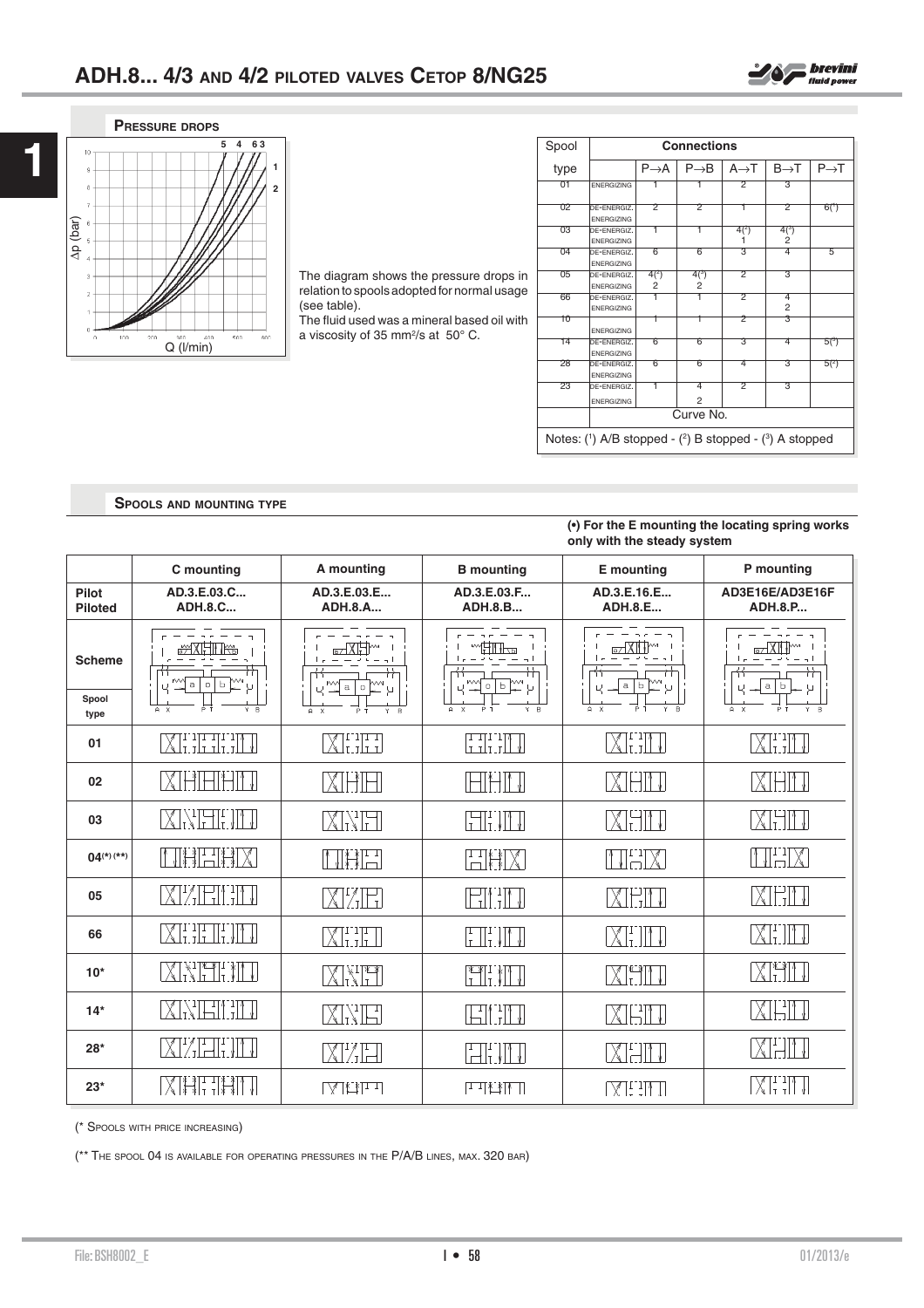# ADH.8... 4/3 AND 4/2 PILOTED VALVES CETOP 8/NG25

## PRESSURE DROPS

The diagram shows the pressure drops in relation to spools adopted for normal usage (see table).
The fluid used was a mineral based oil with a viscosity of 35 mm²/s at 50° C.

| Spool type | | Connections | | | | |
|---|---|---|---|---|---|---|
| | | P→A | P→B | A→T | B→T | P→T |
| 01 | ENERGIZING | 1 | 1 | 2 | 3 | |
| 02 | DE-ENERGIZ. | 2 | 2 | 1 | 2 | 6(¹) |
| | ENERGIZING | | | | | |
| 03 | DE-ENERGIZ. | 1 | 1 | 4(²) | 4(³) | |
| | ENERGIZING | | | 1 | 2 | |
| 04 | DE-ENERGIZ. | 6 | 6 | 3 | 4 | 5 |
| | ENERGIZING | | | | | |
| 05 | DE-ENERGIZ. | 4(²) | 4(³) | 2 | 3 | |
| | ENERGIZING | 2 | 2 | | | |
| 66 | DE-ENERGIZ. | 1 | 1 | 2 | 4 | |
| | ENERGIZING | | | | 2 | |
| 10 | | 1 | 1 | 2 | 3 | |
| | ENERGIZING | | | | | |
| 14 | DE-ENERGIZ. | 6 | 6 | 3 | 4 | 5(³) |
| | ENERGIZING | | | | | |
| 28 | DE-ENERGIZ. | 6 | 6 | 4 | 3 | 5(²) |
| | ENERGIZING | | | | | |
| 23 | DE-ENERGIZ. | 1 | 4 | 2 | 3 | |
| | ENERGIZING | | 2 | | | |
| | | Curve No. | | | | |

Notes: (¹) A/B stopped - (²) B stopped - (³) A stopped

## SPOOLS AND MOUNTING TYPE

**(•) For the E mounting the locating spring works only with the steady system**

| | C mounting | A mounting | B mounting | E mounting | P mounting |
|---|---|---|---|---|---|
| **Pilot** **Piloted** | **AD.3.E.03.C...** **ADH.8.C...** | **AD.3.E.03.E...** **ADH.8.A...** | **AD.3.E.03.F...** **ADH.8.B...** | **AD.3.E.16.E...** **ADH.8.E...** | **AD3E16E/AD3E16F** **ADH.8.P...** |
| **Scheme** / **Spool type** | | | | | |
| **01** | | | | | |
| **02** | | | | | |
| **03** | | | | | |
| **04(*) (**)** | | | | | |
| **05** | | | | | |
| **66** | | | | | |
| **10*** | | | | | |
| **14*** | | | | | |
| **28*** | | | | | |
| **23*** | | | | | |

(* SPOOLS WITH PRICE INCREASING)

(** THE SPOOL 04 IS AVAILABLE FOR OPERATING PRESSURES IN THE P/A/B LINES, MAX. 320 BAR)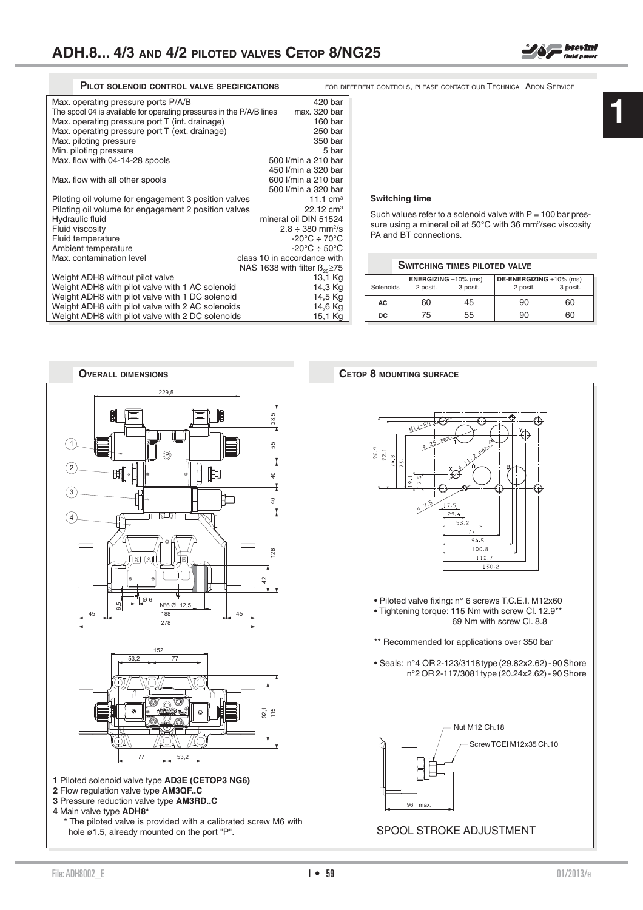# ADH.8... 4/3 AND 4/2 PILOTED VALVES CETOP 8/NG25

## PILOT SOLENOID CONTROL VALVE SPECIFICATIONS

FOR DIFFERENT CONTROLS, PLEASE CONTACT OUR TECHNICAL ARON SERVICE

| | |
|---|---|
| Max. operating pressure ports P/A/B | 420 bar |
| The spool 04 is available for operating pressures in the P/A/B lines | max. 320 bar |
| Max. operating pressure port T (int. drainage) | 160 bar |
| Max. operating pressure port T (ext. drainage) | 250 bar |
| Max. piloting pressure | 350 bar |
| Min. piloting pressure | 5 bar |
| Max. flow with 04-14-28 spools | 500 l/min a 210 bar<br>450 l/min a 320 bar |
| Max. flow with all other spools | 600 l/min a 210 bar<br>500 l/min a 320 bar |
| Piloting oil volume for engagement 3 position valves | 11.1 cm³ |
| Piloting oil volume for engagement 2 position valves | 22.12 cm³ |
| Hydraulic fluid | mineral oil DIN 51524 |
| Fluid viscosity | 2.8 ÷ 380 mm²/s |
| Fluid temperature | -20°C ÷ 70°C |
| Ambient temperature | -20°C ÷ 50°C |
| Max. contamination level | class 10 in accordance with NAS 1638 with filter $\beta_{25} \geq 75$ |
| Weight ADH8 without pilot valve | 13,1 Kg |
| Weight ADH8 with pilot valve with 1 AC solenoid | 14,3 Kg |
| Weight ADH8 with pilot valve with 1 DC solenoid | 14,5 Kg |
| Weight ADH8 with pilot valve with 2 AC solenoids | 14,6 Kg |
| Weight ADH8 with pilot valve with 2 DC solenoids | 15,1 Kg |

**Switching time**

Such values refer to a solenoid valve with P = 100 bar pressure using a mineral oil at 50°C with 36 mm²/sec viscosity PA and BT connections.

### SWITCHING TIMES PILOTED VALVE

| Solenoids | ENERGIZING ±10% (ms) | | DE-ENERGIZING ±10% (ms) | |
|---|---|---|---|---|
| | 2 posit. | 3 posit. | 2 posit. | 3 posit. |
| AC | 60 | 45 | 90 | 60 |
| DC | 75 | 55 | 90 | 60 |

## OVERALL DIMENSIONS

**1** Piloted solenoid valve type **AD3E (CETOP3 NG6)**
**2** Flow regulation valve type **AM3QF..C**
**3** Pressure reduction valve type **AM3RD..C**
**4** Main valve type **ADH8***
\* The piloted valve is provided with a calibrated screw M6 with hole ø1.5, already mounted on the port "P".

## CETOP 8 MOUNTING SURFACE

- Piloted valve fixing: n° 6 screws T.C.E.I. M12x60
- Tightening torque: 115 Nm with screw Cl. 12.9**
  69 Nm with screw Cl. 8.8

** Recommended for applications over 350 bar

- Seals: n°4 OR 2-123/3118 type (29.82x2.62) - 90 Shore
  n°2 OR 2-117/3081 type (20.24x2.62) - 90 Shore

Nut M12 Ch.18
Screw TCEI M12x35 Ch.10
96 max.

SPOOL STROKE ADJUSTMENT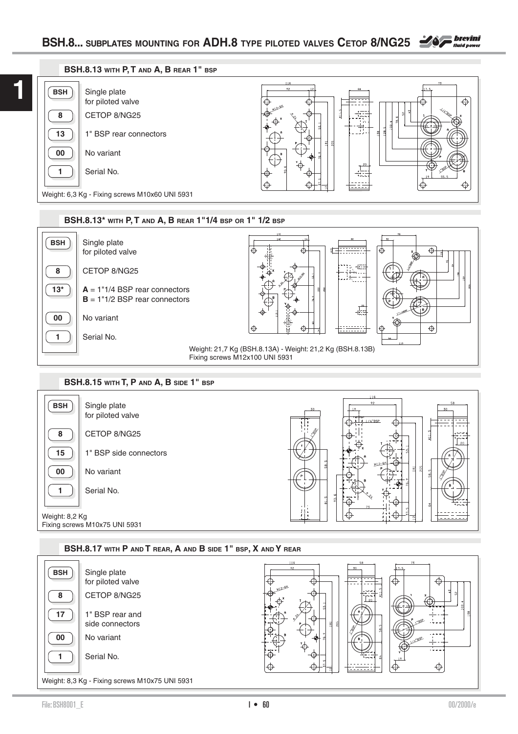# BSH.8... SUBPLATES MOUNTING FOR ADH.8 TYPE PILOTED VALVES CETOP 8/NG25

## BSH.8.13 WITH P, T AND A, B REAR 1" BSP

| | |
|---|---|
| BSH | Single plate for piloted valve |
| 8 | CETOP 8/NG25 |
| 13 | 1" BSP rear connectors |
| 00 | No variant |
| 1 | Serial No. |

Weight: 6,3 Kg - Fixing screws M10x60 UNI 5931

## BSH.8.13* WITH P, T AND A, B REAR 1"1/4 BSP OR 1" 1/2 BSP

| | |
|---|---|
| BSH | Single plate for piloted valve |
| 8 | CETOP 8/NG25 |
| 13* | **A** = 1"1/4 BSP rear connectors<br>**B** = 1"1/2 BSP rear connectors |
| 00 | No variant |
| 1 | Serial No. |

Weight: 21,7 Kg (BSH.8.13A) - Weight: 21,2 Kg (BSH.8.13B)
Fixing screws M12x100 UNI 5931

## BSH.8.15 WITH T, P AND A, B SIDE 1" BSP

| | |
|---|---|
| BSH | Single plate for piloted valve |
| 8 | CETOP 8/NG25 |
| 15 | 1" BSP side connectors |
| 00 | No variant |
| 1 | Serial No. |

Weight: 8,2 Kg
Fixing screws M10x75 UNI 5931

## BSH.8.17 WITH P AND T REAR, A AND B SIDE 1" BSP, X AND Y REAR

| | |
|---|---|
| BSH | Single plate for piloted valve |
| 8 | CETOP 8/NG25 |
| 17 | 1" BSP rear and side connectors |
| 00 | No variant |
| 1 | Serial No. |

Weight: 8,3 Kg - Fixing screws M10x75 UNI 5931